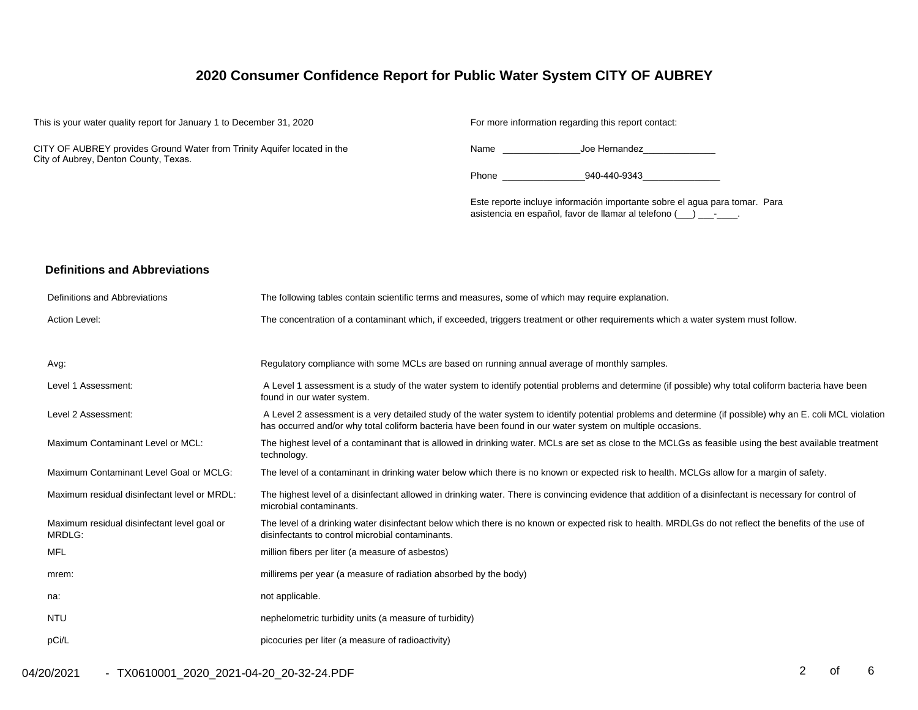# 2020 Consumer Confidence Report for Public Water System CITY OF AUBREY

This is your water quality report for January 1 to December 31, 2020

CITY OF AUBREY provides Ground Water from Trinity Aquifer located in the City of Aubrey, Denton County, Texas.

For more information regarding this report contact:

Name _______________Joe Hernandez______________

Phone ________________940-440-9343_______________

Este reporte incluye información importante sobre el agua para tomar. Para asistencia en español, favor de llamar al telefono (___) ___-____.

## Definitions and Abbreviations

| | |
|---|---|
| Definitions and Abbreviations | The following tables contain scientific terms and measures, some of which may require explanation. |
| Action Level: | The concentration of a contaminant which, if exceeded, triggers treatment or other requirements which a water system must follow. |
| Avg: | Regulatory compliance with some MCLs are based on running annual average of monthly samples. |
| Level 1 Assessment: | A Level 1 assessment is a study of the water system to identify potential problems and determine (if possible) why total coliform bacteria have been found in our water system. |
| Level 2 Assessment: | A Level 2 assessment is a very detailed study of the water system to identify potential problems and determine (if possible) why an E. coli MCL violation has occurred and/or why total coliform bacteria have been found in our water system on multiple occasions. |
| Maximum Contaminant Level or MCL: | The highest level of a contaminant that is allowed in drinking water. MCLs are set as close to the MCLGs as feasible using the best available treatment technology. |
| Maximum Contaminant Level Goal or MCLG: | The level of a contaminant in drinking water below which there is no known or expected risk to health. MCLGs allow for a margin of safety. |
| Maximum residual disinfectant level or MRDL: | The highest level of a disinfectant allowed in drinking water. There is convincing evidence that addition of a disinfectant is necessary for control of microbial contaminants. |
| Maximum residual disinfectant level goal or MRDLG: | The level of a drinking water disinfectant below which there is no known or expected risk to health. MRDLGs do not reflect the benefits of the use of disinfectants to control microbial contaminants. |
| MFL | million fibers per liter (a measure of asbestos) |
| mrem: | millirems per year (a measure of radiation absorbed by the body) |
| na: | not applicable. |
| NTU | nephelometric turbidity units (a measure of turbidity) |
| pCi/L | picocuries per liter (a measure of radioactivity) |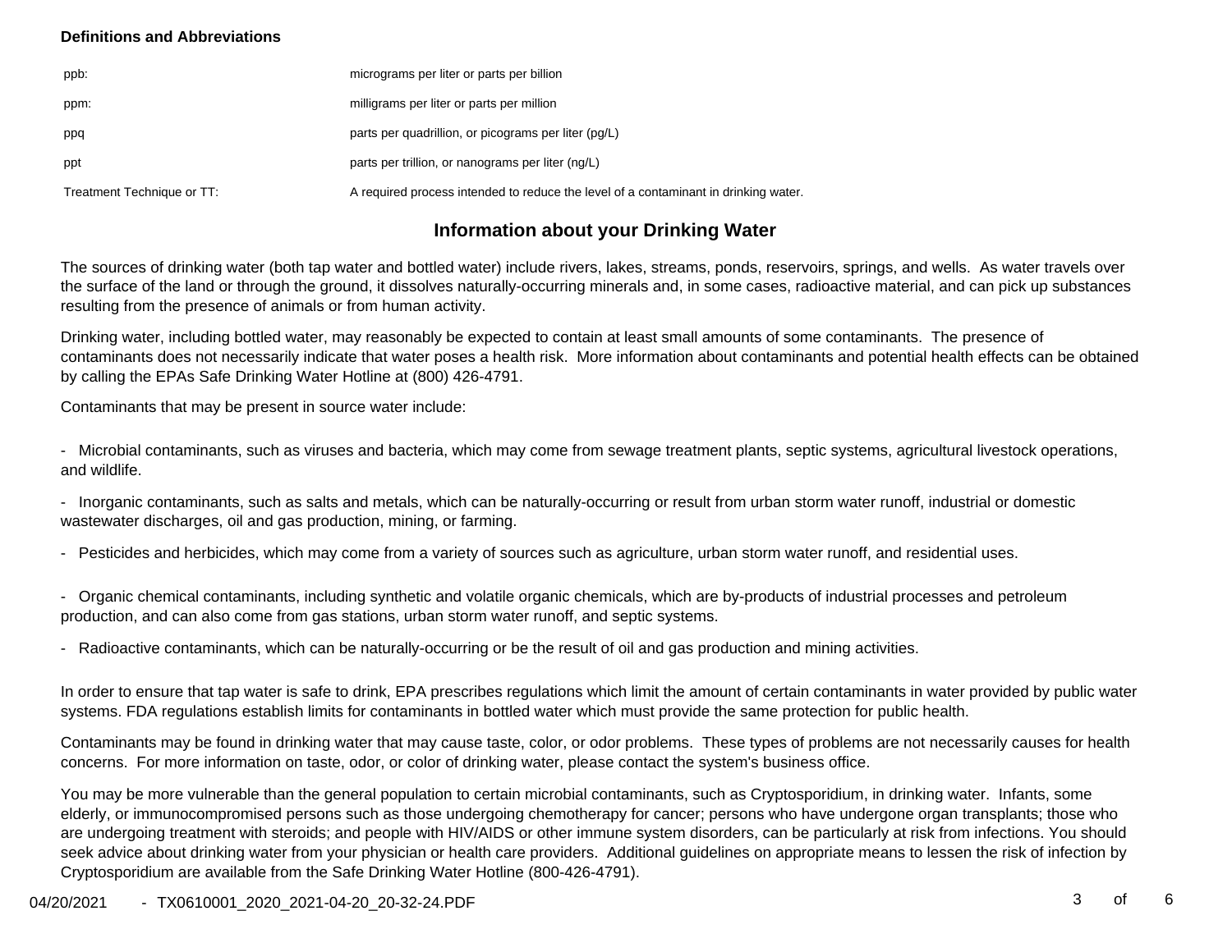**Definitions and Abbreviations**

| | |
|---|---|
| ppb: | micrograms per liter or parts per billion |
| ppm: | milligrams per liter or parts per million |
| ppq | parts per quadrillion, or picograms per liter (pg/L) |
| ppt | parts per trillion, or nanograms per liter (ng/L) |
| Treatment Technique or TT: | A required process intended to reduce the level of a contaminant in drinking water. |

## Information about your Drinking Water

The sources of drinking water (both tap water and bottled water) include rivers, lakes, streams, ponds, reservoirs, springs, and wells. As water travels over the surface of the land or through the ground, it dissolves naturally-occurring minerals and, in some cases, radioactive material, and can pick up substances resulting from the presence of animals or from human activity.

Drinking water, including bottled water, may reasonably be expected to contain at least small amounts of some contaminants. The presence of contaminants does not necessarily indicate that water poses a health risk. More information about contaminants and potential health effects can be obtained by calling the EPAs Safe Drinking Water Hotline at (800) 426-4791.

Contaminants that may be present in source water include:

- Microbial contaminants, such as viruses and bacteria, which may come from sewage treatment plants, septic systems, agricultural livestock operations, and wildlife.

- Inorganic contaminants, such as salts and metals, which can be naturally-occurring or result from urban storm water runoff, industrial or domestic wastewater discharges, oil and gas production, mining, or farming.

- Pesticides and herbicides, which may come from a variety of sources such as agriculture, urban storm water runoff, and residential uses.

- Organic chemical contaminants, including synthetic and volatile organic chemicals, which are by-products of industrial processes and petroleum production, and can also come from gas stations, urban storm water runoff, and septic systems.

- Radioactive contaminants, which can be naturally-occurring or be the result of oil and gas production and mining activities.

In order to ensure that tap water is safe to drink, EPA prescribes regulations which limit the amount of certain contaminants in water provided by public water systems. FDA regulations establish limits for contaminants in bottled water which must provide the same protection for public health.

Contaminants may be found in drinking water that may cause taste, color, or odor problems. These types of problems are not necessarily causes for health concerns. For more information on taste, odor, or color of drinking water, please contact the system's business office.

You may be more vulnerable than the general population to certain microbial contaminants, such as Cryptosporidium, in drinking water. Infants, some elderly, or immunocompromised persons such as those undergoing chemotherapy for cancer; persons who have undergone organ transplants; those who are undergoing treatment with steroids; and people with HIV/AIDS or other immune system disorders, can be particularly at risk from infections. You should seek advice about drinking water from your physician or health care providers. Additional guidelines on appropriate means to lessen the risk of infection by Cryptosporidium are available from the Safe Drinking Water Hotline (800-426-4791).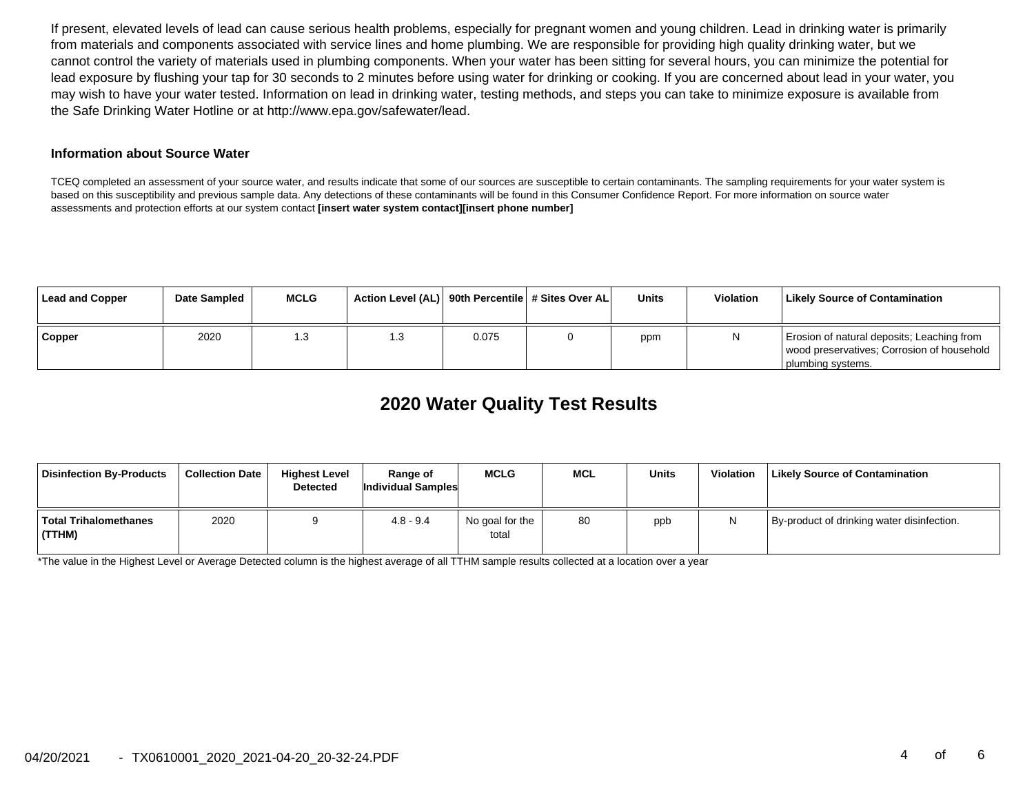If present, elevated levels of lead can cause serious health problems, especially for pregnant women and young children. Lead in drinking water is primarily from materials and components associated with service lines and home plumbing. We are responsible for providing high quality drinking water, but we cannot control the variety of materials used in plumbing components. When your water has been sitting for several hours, you can minimize the potential for lead exposure by flushing your tap for 30 seconds to 2 minutes before using water for drinking or cooking. If you are concerned about lead in your water, you may wish to have your water tested. Information on lead in drinking water, testing methods, and steps you can take to minimize exposure is available from the Safe Drinking Water Hotline or at http://www.epa.gov/safewater/lead.

**Information about Source Water**

TCEQ completed an assessment of your source water, and results indicate that some of our sources are susceptible to certain contaminants. The sampling requirements for your water system is based on this susceptibility and previous sample data. Any detections of these contaminants will be found in this Consumer Confidence Report. For more information on source water assessments and protection efforts at our system contact **[insert water system contact][insert phone number]**

| Lead and Copper | Date Sampled | MCLG | Action Level (AL) | 90th Percentile | # Sites Over AL | Units | Violation | Likely Source of Contamination |
|---|---|---|---|---|---|---|---|---|
| Copper | 2020 | 1.3 | 1.3 | 0.075 | 0 | ppm | N | Erosion of natural deposits; Leaching from wood preservatives; Corrosion of household plumbing systems. |

## 2020 Water Quality Test Results

| Disinfection By-Products | Collection Date | Highest Level Detected | Range of Individual Samples | MCLG | MCL | Units | Violation | Likely Source of Contamination |
|---|---|---|---|---|---|---|---|---|
| Total Trihalomethanes (TTHM) | 2020 | 9 | 4.8 - 9.4 | No goal for the total | 80 | ppb | N | By-product of drinking water disinfection. |

*The value in the Highest Level or Average Detected column is the highest average of all TTHM sample results collected at a location over a year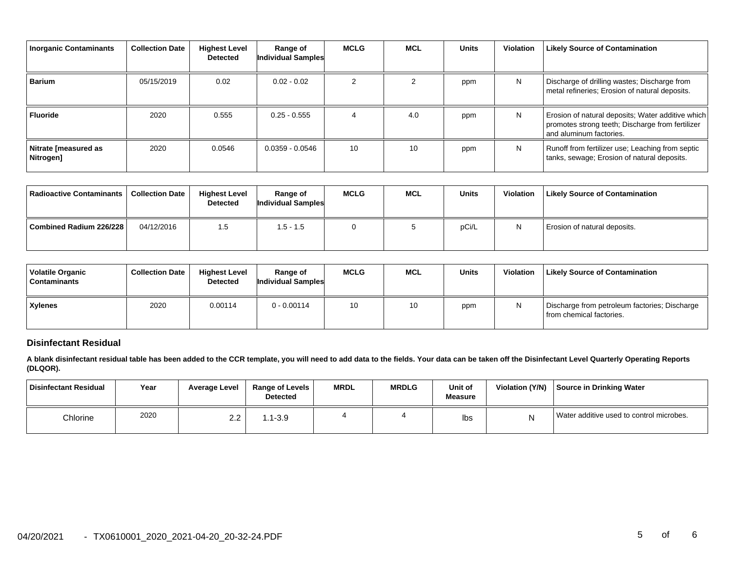| Inorganic Contaminants | Collection Date | Highest Level Detected | Range of Individual Samples | MCLG | MCL | Units | Violation | Likely Source of Contamination |
|---|---|---|---|---|---|---|---|---|
| **Barium** | 05/15/2019 | 0.02 | 0.02 - 0.02 | 2 | 2 | ppm | N | Discharge of drilling wastes; Discharge from metal refineries; Erosion of natural deposits. |
| **Fluoride** | 2020 | 0.555 | 0.25 - 0.555 | 4 | 4.0 | ppm | N | Erosion of natural deposits; Water additive which promotes strong teeth; Discharge from fertilizer and aluminum factories. |
| **Nitrate [measured as Nitrogen]** | 2020 | 0.0546 | 0.0359 - 0.0546 | 10 | 10 | ppm | N | Runoff from fertilizer use; Leaching from septic tanks, sewage; Erosion of natural deposits. |

| Radioactive Contaminants | Collection Date | Highest Level Detected | Range of Individual Samples | MCLG | MCL | Units | Violation | Likely Source of Contamination |
|---|---|---|---|---|---|---|---|---|
| **Combined Radium 226/228** | 04/12/2016 | 1.5 | 1.5 - 1.5 | 0 | 5 | pCi/L | N | Erosion of natural deposits. |

| Volatile Organic Contaminants | Collection Date | Highest Level Detected | Range of Individual Samples | MCLG | MCL | Units | Violation | Likely Source of Contamination |
|---|---|---|---|---|---|---|---|---|
| **Xylenes** | 2020 | 0.00114 | 0 - 0.00114 | 10 | 10 | ppm | N | Discharge from petroleum factories; Discharge from chemical factories. |

## Disinfectant Residual

**A blank disinfectant residual table has been added to the CCR template, you will need to add data to the fields. Your data can be taken off the Disinfectant Level Quarterly Operating Reports (DLQOR).**

| Disinfectant Residual | Year | Average Level | Range of Levels Detected | MRDL | MRDLG | Unit of Measure | Violation (Y/N) | Source in Drinking Water |
|---|---|---|---|---|---|---|---|---|
| Chlorine | 2020 | 2.2 | 1.1-3.9 | 4 | 4 | lbs | N | Water additive used to control microbes. |